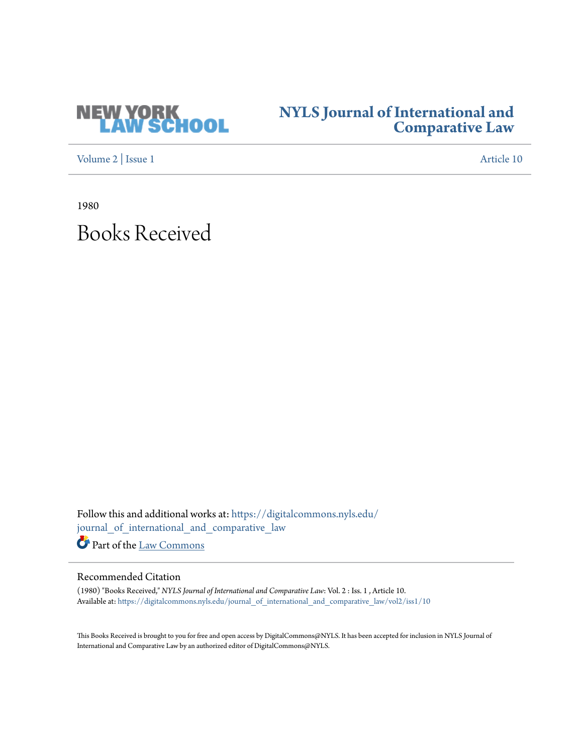NEW YORK LAW SCHOOL

# NYLS Journal of International and Comparative Law

Volume 2 | Issue 1 Article 10

1980

# Books Received

Follow this and additional works at: https://digitalcommons.nyls.edu/journal_of_international_and_comparative_law

Part of the Law Commons

## Recommended Citation

(1980) "Books Received," *NYLS Journal of International and Comparative Law*: Vol. 2 : Iss. 1 , Article 10.
Available at: https://digitalcommons.nyls.edu/journal_of_international_and_comparative_law/vol2/iss1/10

This Books Received is brought to you for free and open access by DigitalCommons@NYLS. It has been accepted for inclusion in NYLS Journal of International and Comparative Law by an authorized editor of DigitalCommons@NYLS.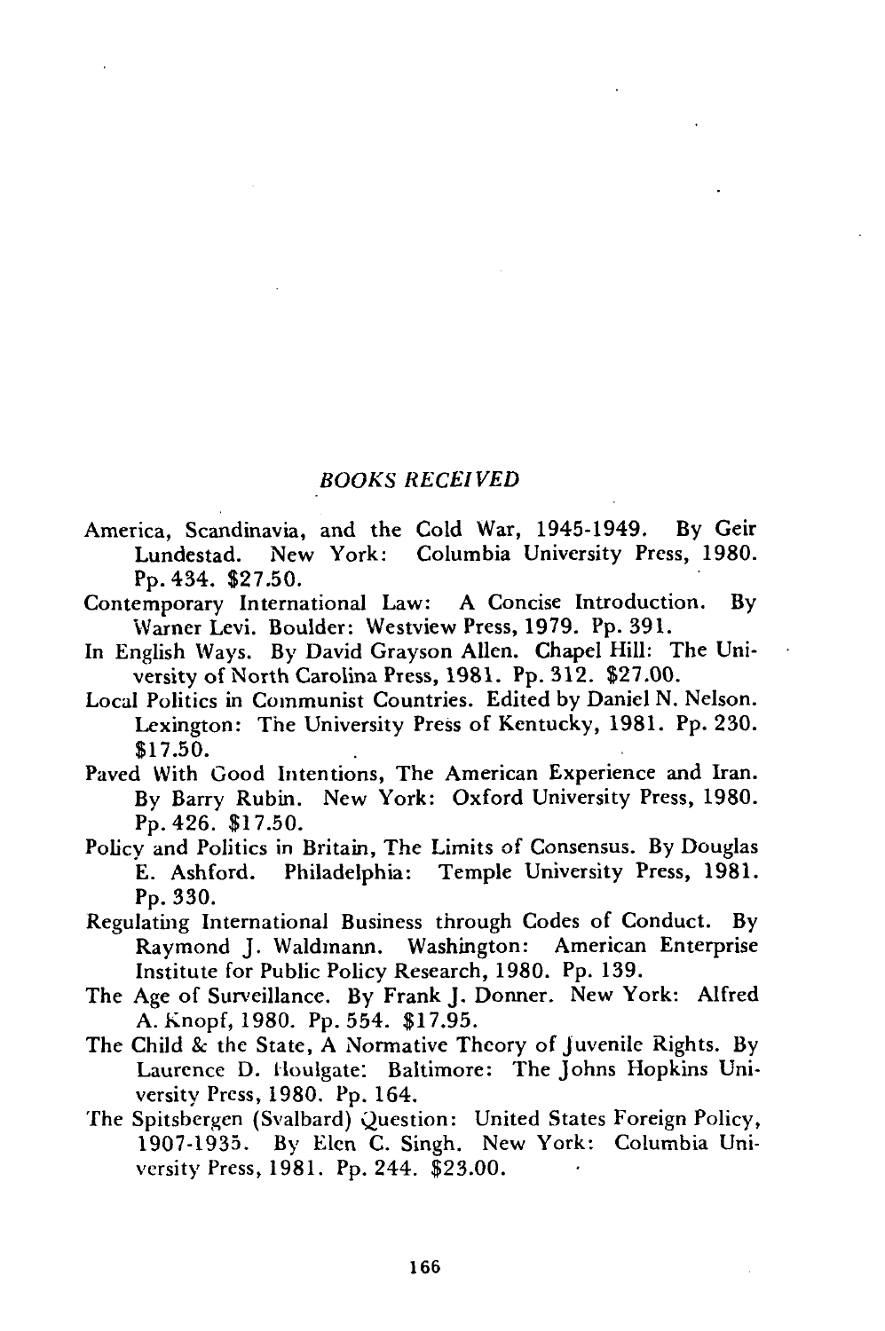## *BOOKS RECEIVED*

America, Scandinavia, and the Cold War, 1945-1949. By Geir Lundestad. New York: Columbia University Press, 1980. Pp. 434. $27.50.

Contemporary International Law: A Concise Introduction. By Warner Levi. Boulder: Westview Press, 1979. Pp. 391.

In English Ways. By David Grayson Allen. Chapel Hill: The University of North Carolina Press, 1981. Pp. 312. $27.00.

Local Politics in Communist Countries. Edited by Daniel N. Nelson. Lexington: The University Press of Kentucky, 1981. Pp. 230. $17.50.

Paved With Good Intentions, The American Experience and Iran. By Barry Rubin. New York: Oxford University Press, 1980. Pp. 426. $17.50.

Policy and Politics in Britain, The Limits of Consensus. By Douglas E. Ashford. Philadelphia: Temple University Press, 1981. Pp. 330.

Regulating International Business through Codes of Conduct. By Raymond J. Waldmann. Washington: American Enterprise Institute for Public Policy Research, 1980. Pp. 139.

The Age of Surveillance. By Frank J. Donner. New York: Alfred A. Knopf, 1980. Pp. 554. $17.95.

The Child & the State, A Normative Theory of Juvenile Rights. By Laurence D. Houlgate: Baltimore: The Johns Hopkins University Press, 1980. Pp. 164.

The Spitsbergen (Svalbard) Question: United States Foreign Policy, 1907-1935. By Elen C. Singh. New York: Columbia University Press, 1981. Pp. 244. $23.00.